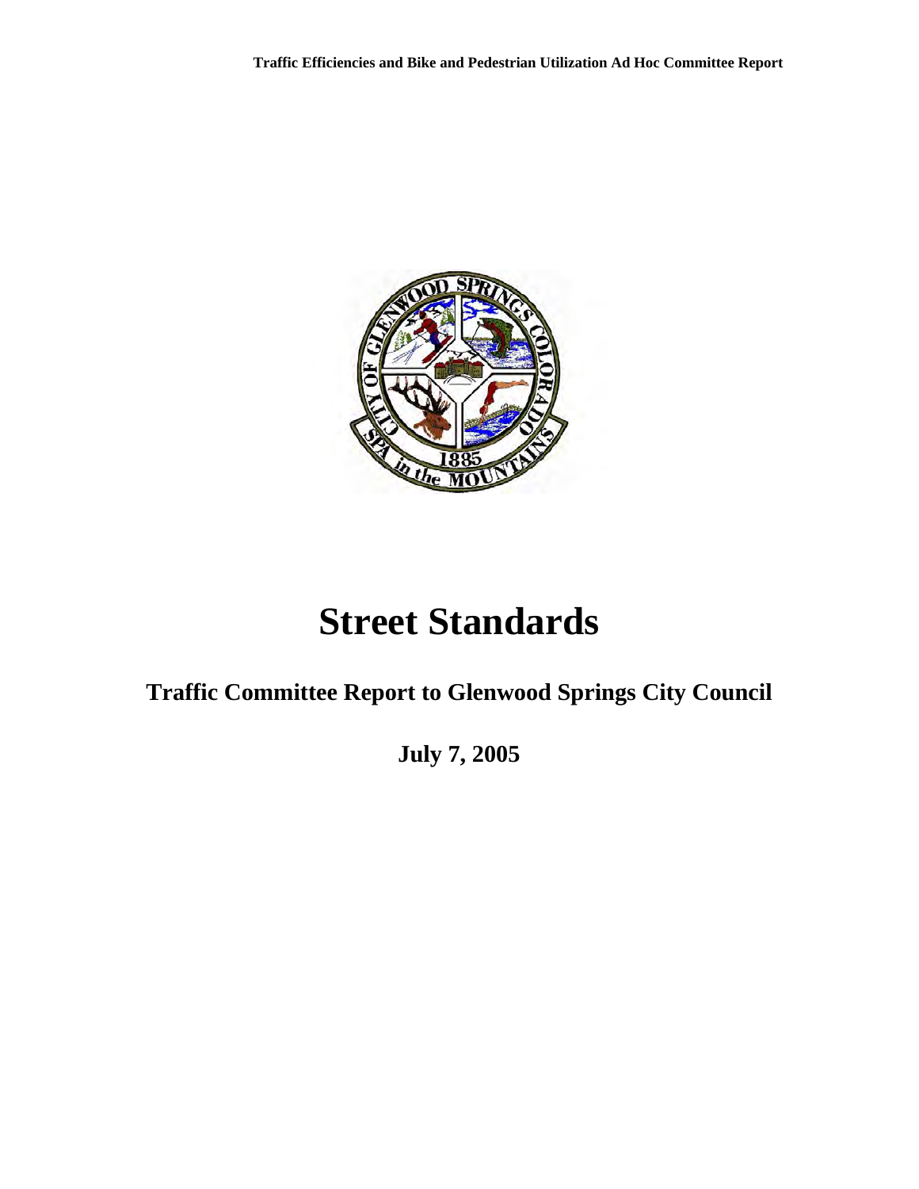# Street Standards

## Traffic Committee Report to Glenwood Springs City Council

**July 7, 2005**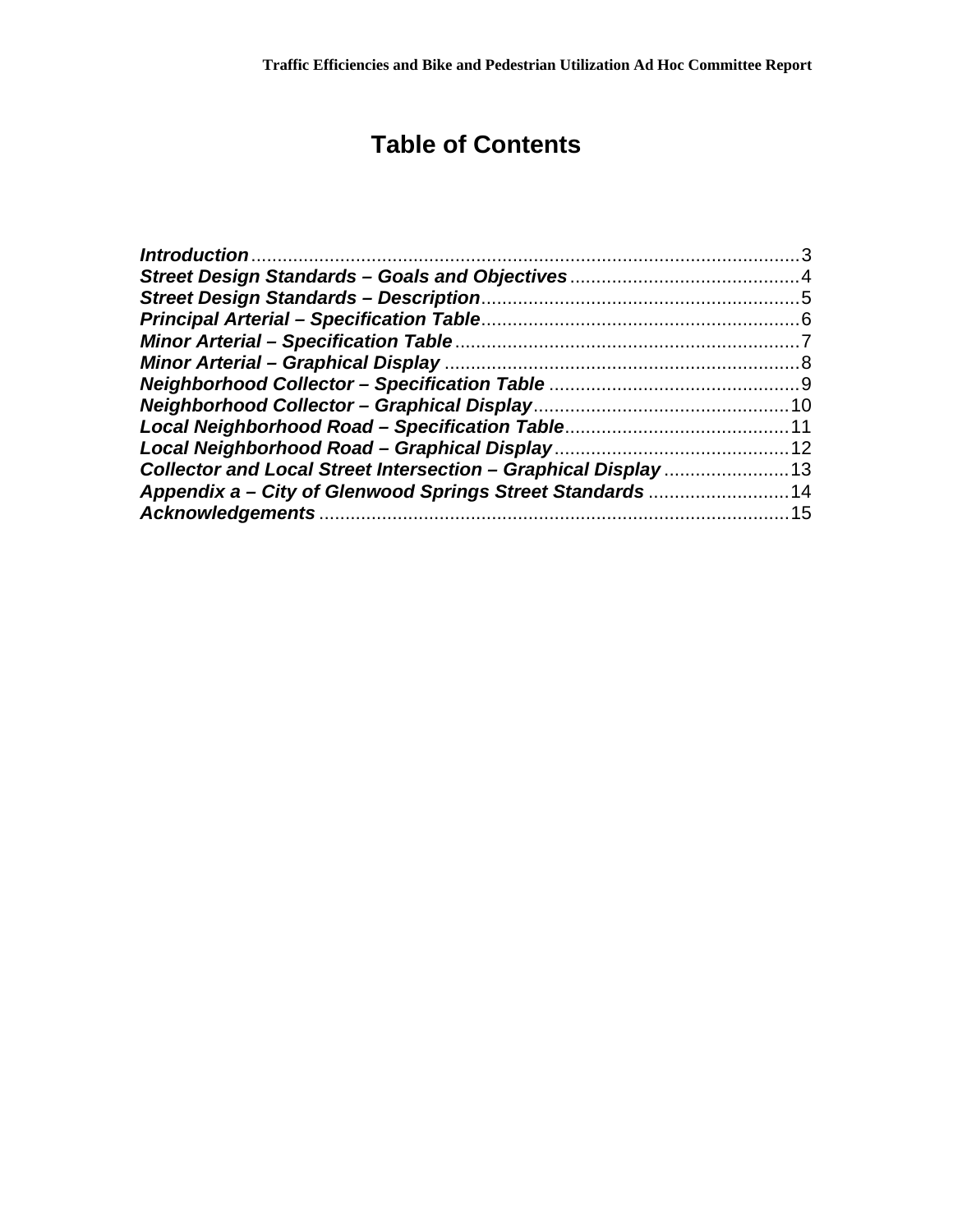# Table of Contents

***Introduction***.....3
***Street Design Standards – Goals and Objectives***.....4
***Street Design Standards – Description***.....5
***Principal Arterial – Specification Table***.....6
***Minor Arterial – Specification Table***.....7
***Minor Arterial – Graphical Display***.....8
***Neighborhood Collector – Specification Table***.....9
***Neighborhood Collector – Graphical Display***.....10
***Local Neighborhood Road – Specification Table***.....11
***Local Neighborhood Road – Graphical Display***.....12
***Collector and Local Street Intersection – Graphical Display***.....13
***Appendix a – City of Glenwood Springs Street Standards***.....14
***Acknowledgements***.....15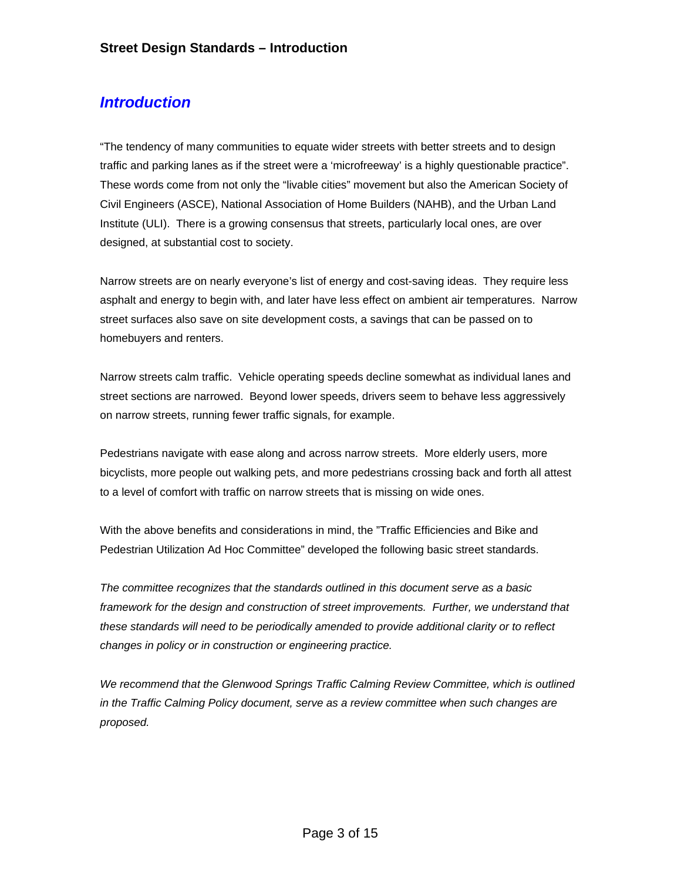## Introduction

"The tendency of many communities to equate wider streets with better streets and to design traffic and parking lanes as if the street were a 'microfreeway' is a highly questionable practice". These words come from not only the "livable cities" movement but also the American Society of Civil Engineers (ASCE), National Association of Home Builders (NAHB), and the Urban Land Institute (ULI). There is a growing consensus that streets, particularly local ones, are over designed, at substantial cost to society.

Narrow streets are on nearly everyone's list of energy and cost-saving ideas. They require less asphalt and energy to begin with, and later have less effect on ambient air temperatures. Narrow street surfaces also save on site development costs, a savings that can be passed on to homebuyers and renters.

Narrow streets calm traffic. Vehicle operating speeds decline somewhat as individual lanes and street sections are narrowed. Beyond lower speeds, drivers seem to behave less aggressively on narrow streets, running fewer traffic signals, for example.

Pedestrians navigate with ease along and across narrow streets. More elderly users, more bicyclists, more people out walking pets, and more pedestrians crossing back and forth all attest to a level of comfort with traffic on narrow streets that is missing on wide ones.

With the above benefits and considerations in mind, the "Traffic Efficiencies and Bike and Pedestrian Utilization Ad Hoc Committee" developed the following basic street standards.

*The committee recognizes that the standards outlined in this document serve as a basic framework for the design and construction of street improvements. Further, we understand that these standards will need to be periodically amended to provide additional clarity or to reflect changes in policy or in construction or engineering practice.*

*We recommend that the Glenwood Springs Traffic Calming Review Committee, which is outlined in the Traffic Calming Policy document, serve as a review committee when such changes are proposed.*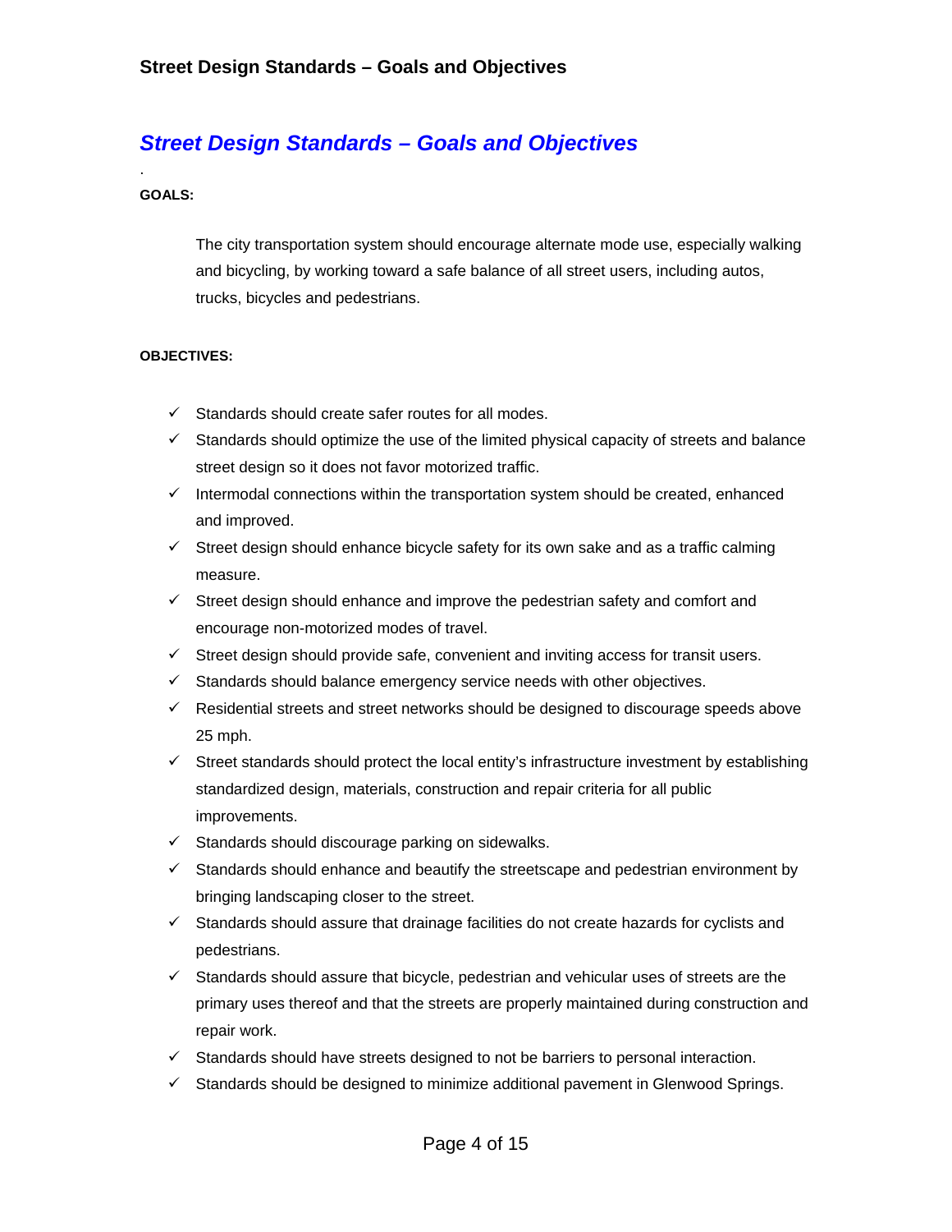# Street Design Standards – Goals and Objectives

**GOALS:**

The city transportation system should encourage alternate mode use, especially walking and bicycling, by working toward a safe balance of all street users, including autos, trucks, bicycles and pedestrians.

**OBJECTIVES:**

- ✓ Standards should create safer routes for all modes.
- ✓ Standards should optimize the use of the limited physical capacity of streets and balance street design so it does not favor motorized traffic.
- ✓ Intermodal connections within the transportation system should be created, enhanced and improved.
- ✓ Street design should enhance bicycle safety for its own sake and as a traffic calming measure.
- ✓ Street design should enhance and improve the pedestrian safety and comfort and encourage non-motorized modes of travel.
- ✓ Street design should provide safe, convenient and inviting access for transit users.
- ✓ Standards should balance emergency service needs with other objectives.
- ✓ Residential streets and street networks should be designed to discourage speeds above 25 mph.
- ✓ Street standards should protect the local entity's infrastructure investment by establishing standardized design, materials, construction and repair criteria for all public improvements.
- ✓ Standards should discourage parking on sidewalks.
- ✓ Standards should enhance and beautify the streetscape and pedestrian environment by bringing landscaping closer to the street.
- ✓ Standards should assure that drainage facilities do not create hazards for cyclists and pedestrians.
- ✓ Standards should assure that bicycle, pedestrian and vehicular uses of streets are the primary uses thereof and that the streets are properly maintained during construction and repair work.
- ✓ Standards should have streets designed to not be barriers to personal interaction.
- ✓ Standards should be designed to minimize additional pavement in Glenwood Springs.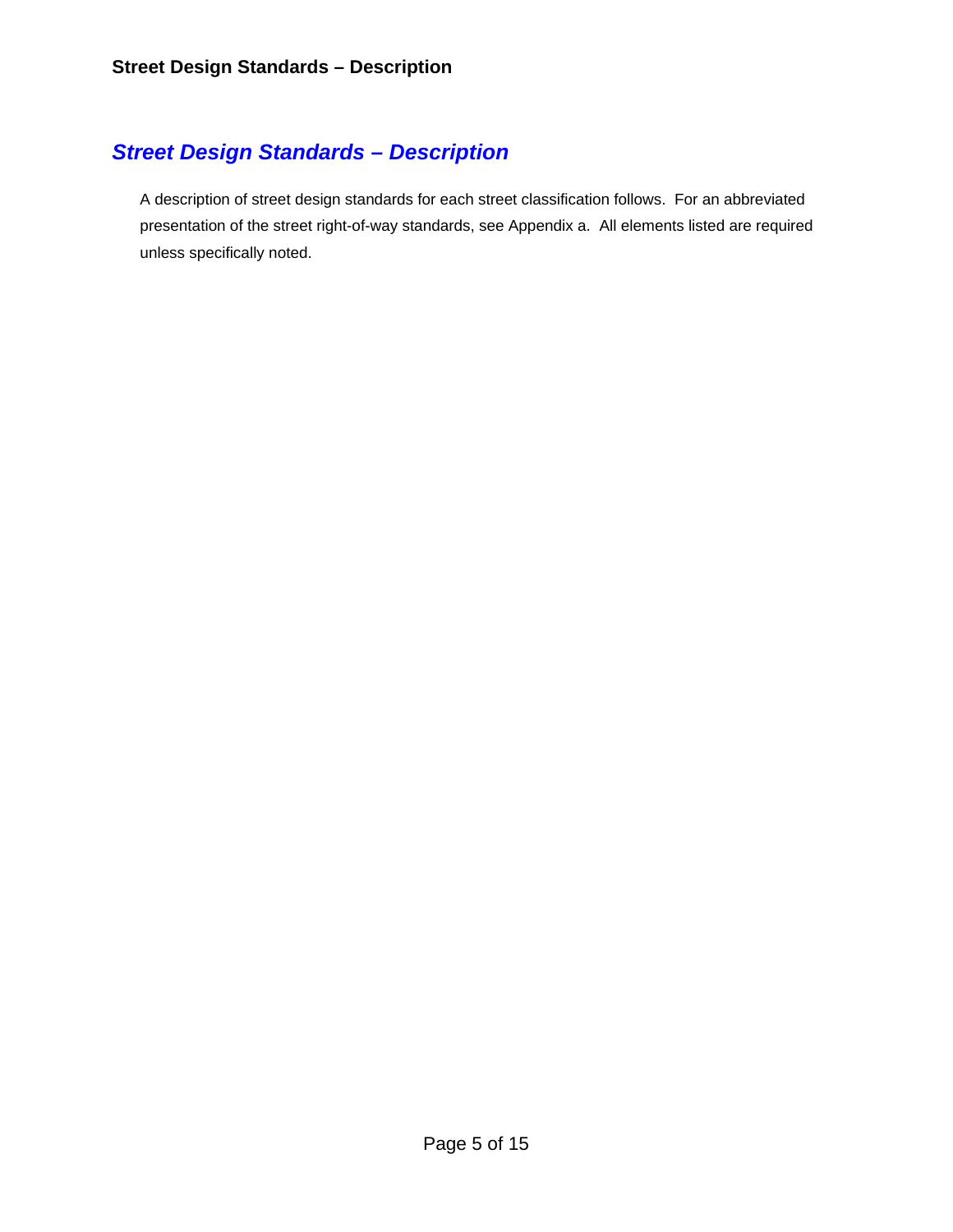## *Street Design Standards – Description*

A description of street design standards for each street classification follows. For an abbreviated presentation of the street right-of-way standards, see Appendix a. All elements listed are required unless specifically noted.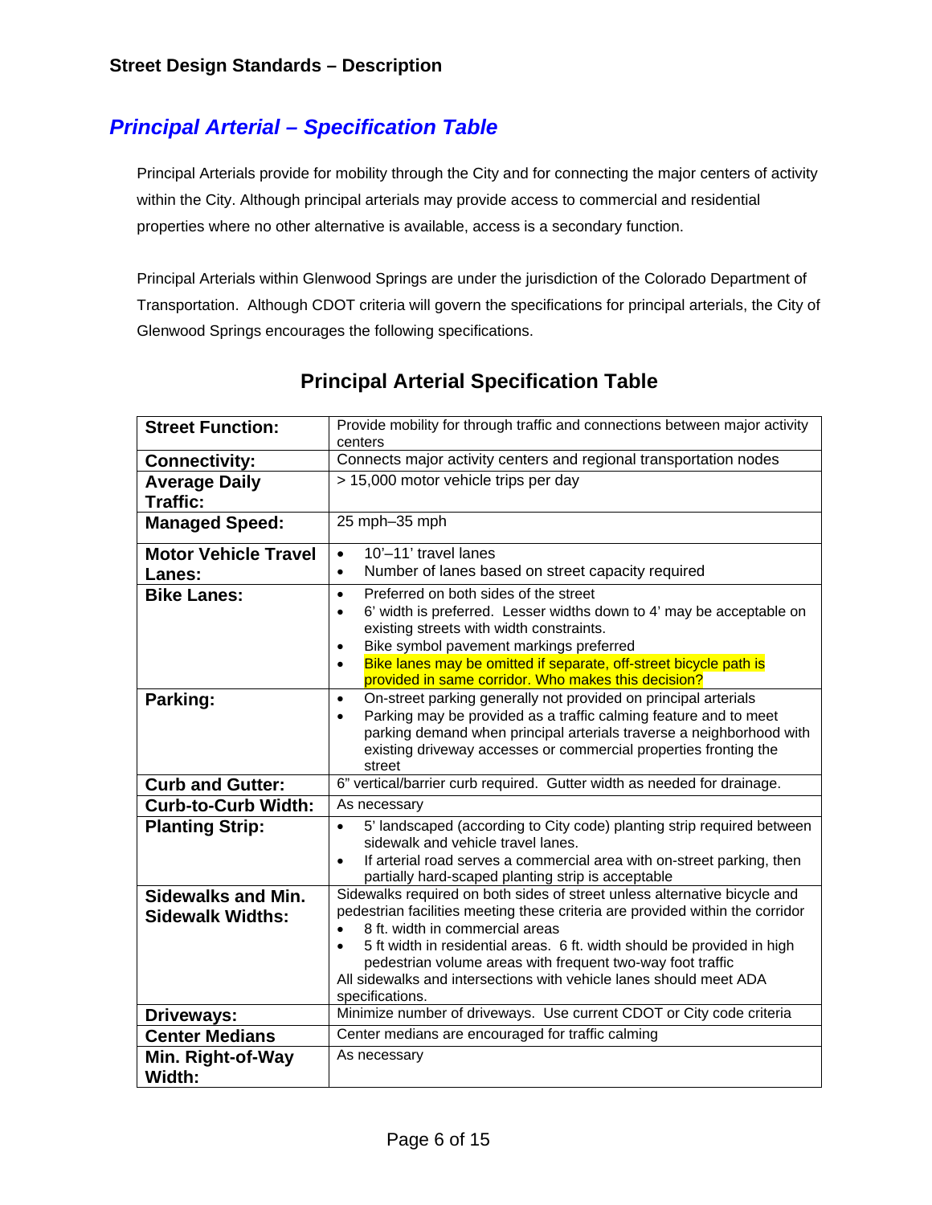## Street Design Standards – Description

# *Principal Arterial – Specification Table*

Principal Arterials provide for mobility through the City and for connecting the major centers of activity within the City. Although principal arterials may provide access to commercial and residential properties where no other alternative is available, access is a secondary function.

Principal Arterials within Glenwood Springs are under the jurisdiction of the Colorado Department of Transportation. Although CDOT criteria will govern the specifications for principal arterials, the City of Glenwood Springs encourages the following specifications.

### Principal Arterial Specification Table

| | |
|---|---|
| **Street Function:** | Provide mobility for through traffic and connections between major activity centers |
| **Connectivity:** | Connects major activity centers and regional transportation nodes |
| **Average Daily Traffic:** | > 15,000 motor vehicle trips per day |
| **Managed Speed:** | 25 mph–35 mph |
| **Motor Vehicle Travel Lanes:** | • 10'–11' travel lanes<br>• Number of lanes based on street capacity required |
| **Bike Lanes:** | • Preferred on both sides of the street<br>• 6' width is preferred. Lesser widths down to 4' may be acceptable on existing streets with width constraints.<br>• Bike symbol pavement markings preferred<br>• Bike lanes may be omitted if separate, off-street bicycle path is provided in same corridor. Who makes this decision? |
| **Parking:** | • On-street parking generally not provided on principal arterials<br>• Parking may be provided as a traffic calming feature and to meet parking demand when principal arterials traverse a neighborhood with existing driveway accesses or commercial properties fronting the street |
| **Curb and Gutter:** | 6" vertical/barrier curb required. Gutter width as needed for drainage. |
| **Curb-to-Curb Width:** | As necessary |
| **Planting Strip:** | • 5' landscaped (according to City code) planting strip required between sidewalk and vehicle travel lanes.<br>• If arterial road serves a commercial area with on-street parking, then partially hard-scaped planting strip is acceptable |
| **Sidewalks and Min. Sidewalk Widths:** | Sidewalks required on both sides of street unless alternative bicycle and pedestrian facilities meeting these criteria are provided within the corridor<br>• 8 ft. width in commercial areas<br>• 5 ft width in residential areas. 6 ft. width should be provided in high pedestrian volume areas with frequent two-way foot traffic<br>All sidewalks and intersections with vehicle lanes should meet ADA specifications. |
| **Driveways:** | Minimize number of driveways. Use current CDOT or City code criteria |
| **Center Medians** | Center medians are encouraged for traffic calming |
| **Min. Right-of-Way Width:** | As necessary |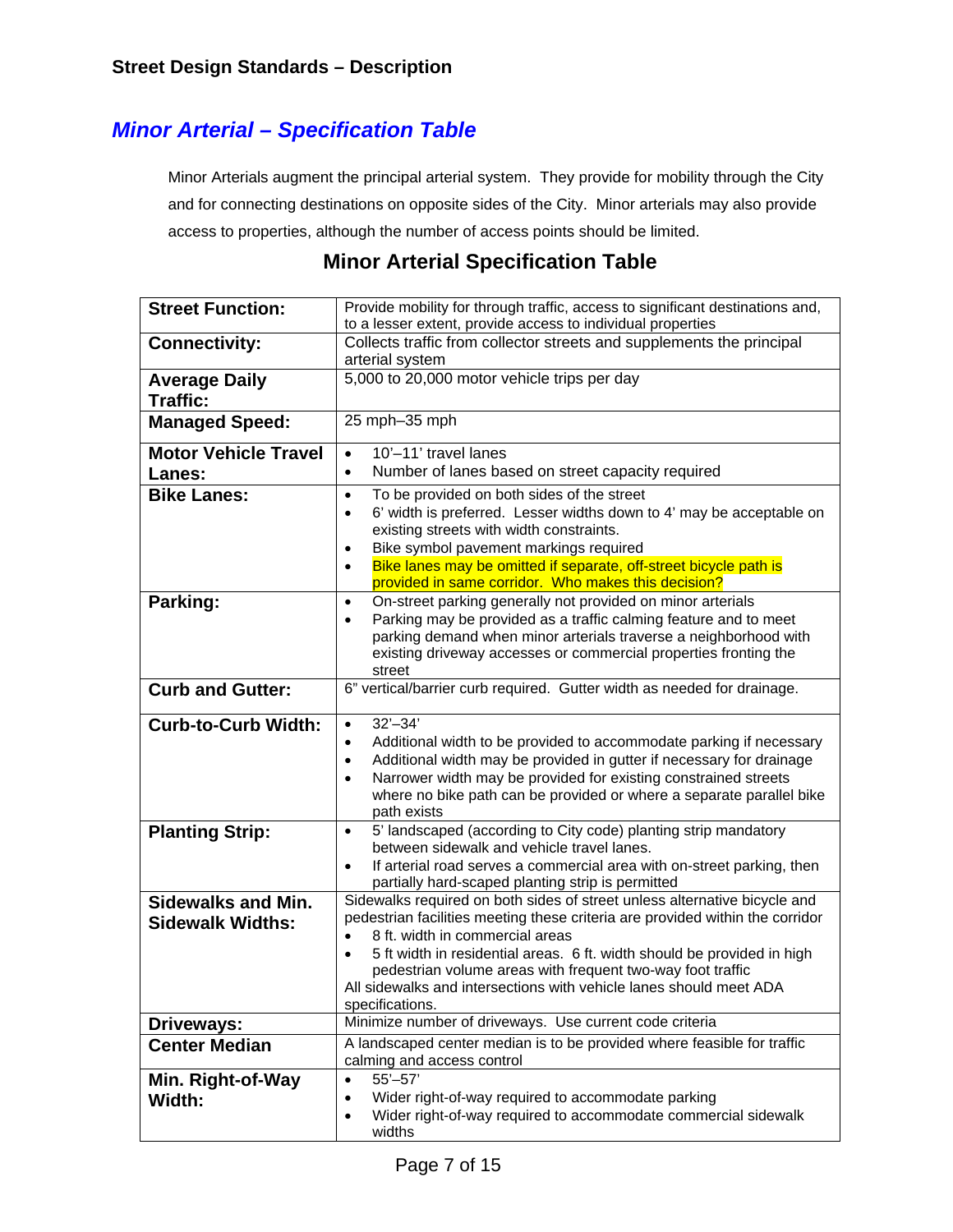## Minor Arterial – Specification Table

Minor Arterials augment the principal arterial system. They provide for mobility through the City and for connecting destinations on opposite sides of the City. Minor arterials may also provide access to properties, although the number of access points should be limited.

### Minor Arterial Specification Table

| | |
|---|---|
| **Street Function:** | Provide mobility for through traffic, access to significant destinations and, to a lesser extent, provide access to individual properties |
| **Connectivity:** | Collects traffic from collector streets and supplements the principal arterial system |
| **Average Daily Traffic:** | 5,000 to 20,000 motor vehicle trips per day |
| **Managed Speed:** | 25 mph–35 mph |
| **Motor Vehicle Travel Lanes:** | • 10'–11' travel lanes<br>• Number of lanes based on street capacity required |
| **Bike Lanes:** | • To be provided on both sides of the street<br>• 6' width is preferred. Lesser widths down to 4' may be acceptable on existing streets with width constraints.<br>• Bike symbol pavement markings required<br>• Bike lanes may be omitted if separate, off-street bicycle path is provided in same corridor. Who makes this decision? |
| **Parking:** | • On-street parking generally not provided on minor arterials<br>• Parking may be provided as a traffic calming feature and to meet parking demand when minor arterials traverse a neighborhood with existing driveway accesses or commercial properties fronting the street |
| **Curb and Gutter:** | 6" vertical/barrier curb required. Gutter width as needed for drainage. |
| **Curb-to-Curb Width:** | • 32'–34'<br>• Additional width to be provided to accommodate parking if necessary<br>• Additional width may be provided in gutter if necessary for drainage<br>• Narrower width may be provided for existing constrained streets where no bike path can be provided or where a separate parallel bike path exists |
| **Planting Strip:** | • 5' landscaped (according to City code) planting strip mandatory between sidewalk and vehicle travel lanes.<br>• If arterial road serves a commercial area with on-street parking, then partially hard-scaped planting strip is permitted |
| **Sidewalks and Min. Sidewalk Widths:** | Sidewalks required on both sides of street unless alternative bicycle and pedestrian facilities meeting these criteria are provided within the corridor<br>• 8 ft. width in commercial areas<br>• 5 ft width in residential areas. 6 ft. width should be provided in high pedestrian volume areas with frequent two-way foot traffic<br>All sidewalks and intersections with vehicle lanes should meet ADA specifications. |
| **Driveways:** | Minimize number of driveways. Use current code criteria |
| **Center Median** | A landscaped center median is to be provided where feasible for traffic calming and access control |
| **Min. Right-of-Way Width:** | • 55'–57'<br>• Wider right-of-way required to accommodate parking<br>• Wider right-of-way required to accommodate commercial sidewalk widths |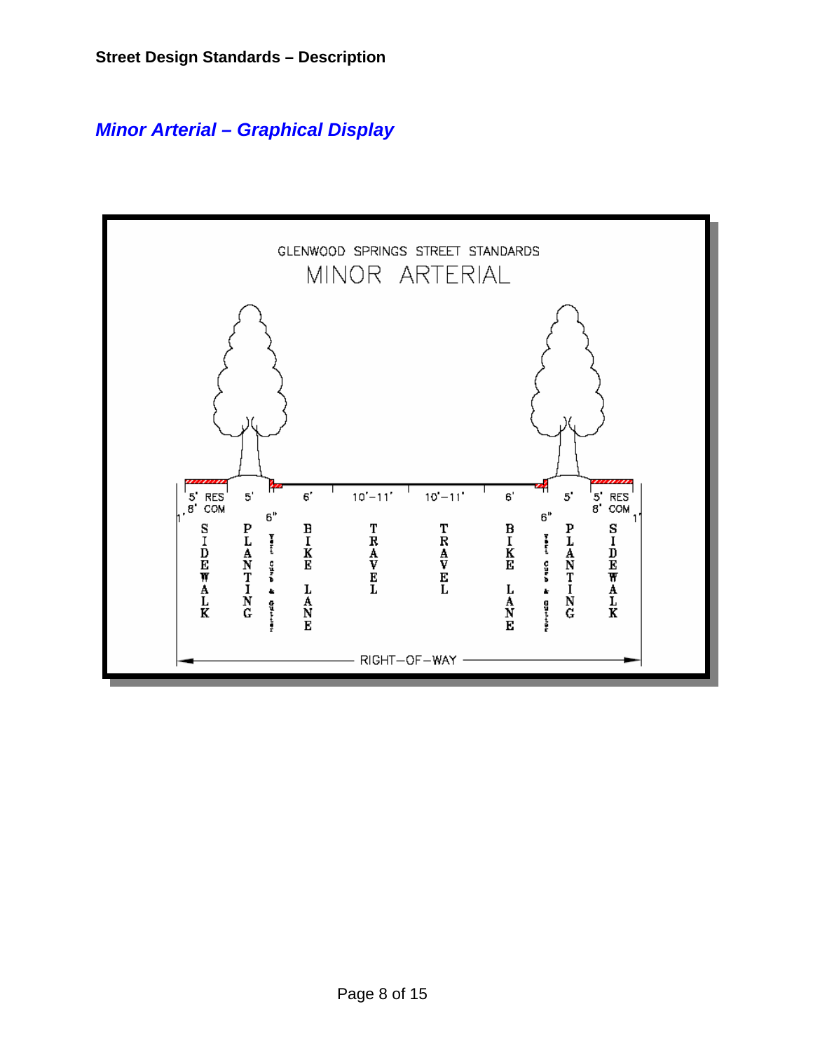## *Minor Arterial – Graphical Display*

GLENWOOD SPRINGS STREET STANDARDS

MINOR ARTERIAL

| 1' | 5' RES 8' COM | 5' | 6" | 6' | 10'–11' | 10'–11' | 6' | 6" | 5' | 5' RES 8' COM | 1' |
|---|---|---|---|---|---|---|---|---|---|---|---|
| | SIDEWALK | PLANTING | Vert. Curb & Gutter | BIKE LANE | TRAVEL | TRAVEL | BIKE LANE | Vert. Curb & Gutter | PLANTING | SIDEWALK | |

RIGHT–OF–WAY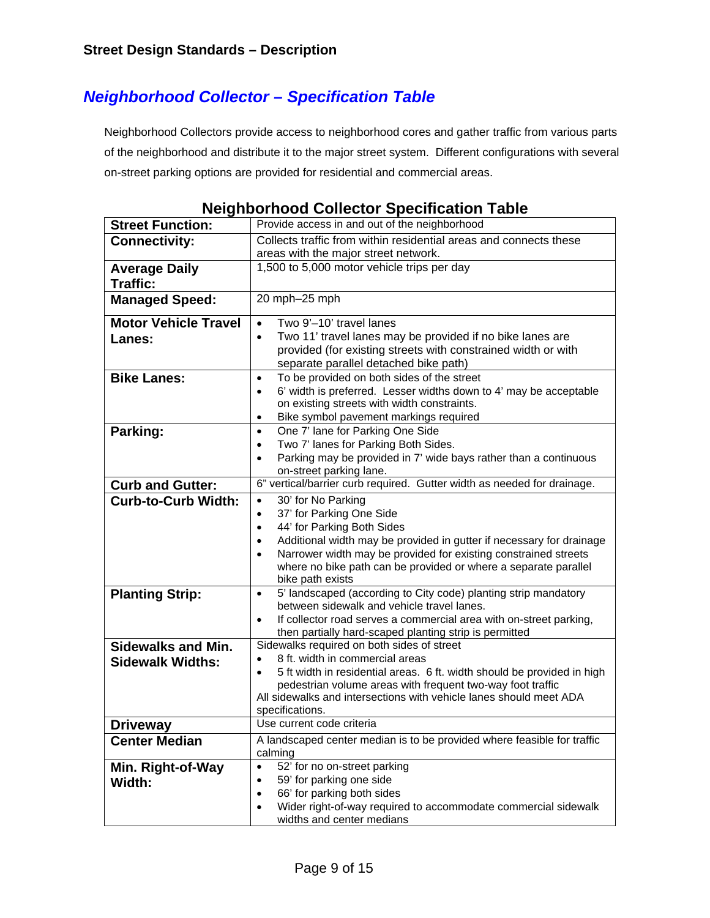**Street Design Standards – Description**

## *Neighborhood Collector – Specification Table*

Neighborhood Collectors provide access to neighborhood cores and gather traffic from various parts of the neighborhood and distribute it to the major street system. Different configurations with several on-street parking options are provided for residential and commercial areas.

### Neighborhood Collector Specification Table

| | |
|---|---|
| **Street Function:** | Provide access in and out of the neighborhood |
| **Connectivity:** | Collects traffic from within residential areas and connects these areas with the major street network. |
| **Average Daily Traffic:** | 1,500 to 5,000 motor vehicle trips per day |
| **Managed Speed:** | 20 mph–25 mph |
| **Motor Vehicle Travel Lanes:** | • Two 9'–10' travel lanes<br>• Two 11' travel lanes may be provided if no bike lanes are provided (for existing streets with constrained width or with separate parallel detached bike path) |
| **Bike Lanes:** | • To be provided on both sides of the street<br>• 6' width is preferred. Lesser widths down to 4' may be acceptable on existing streets with width constraints.<br>• Bike symbol pavement markings required |
| **Parking:** | • One 7' lane for Parking One Side<br>• Two 7' lanes for Parking Both Sides.<br>• Parking may be provided in 7' wide bays rather than a continuous on-street parking lane. |
| **Curb and Gutter:** | 6" vertical/barrier curb required. Gutter width as needed for drainage. |
| **Curb-to-Curb Width:** | • 30' for No Parking<br>• 37' for Parking One Side<br>• 44' for Parking Both Sides<br>• Additional width may be provided in gutter if necessary for drainage<br>• Narrower width may be provided for existing constrained streets where no bike path can be provided or where a separate parallel bike path exists |
| **Planting Strip:** | • 5' landscaped (according to City code) planting strip mandatory between sidewalk and vehicle travel lanes.<br>• If collector road serves a commercial area with on-street parking, then partially hard-scaped planting strip is permitted |
| **Sidewalks and Min. Sidewalk Widths:** | Sidewalks required on both sides of street<br>• 8 ft. width in commercial areas<br>• 5 ft width in residential areas. 6 ft. width should be provided in high pedestrian volume areas with frequent two-way foot traffic<br>All sidewalks and intersections with vehicle lanes should meet ADA specifications. |
| **Driveway** | Use current code criteria |
| **Center Median** | A landscaped center median is to be provided where feasible for traffic calming |
| **Min. Right-of-Way Width:** | • 52' for no on-street parking<br>• 59' for parking one side<br>• 66' for parking both sides<br>• Wider right-of-way required to accommodate commercial sidewalk widths and center medians |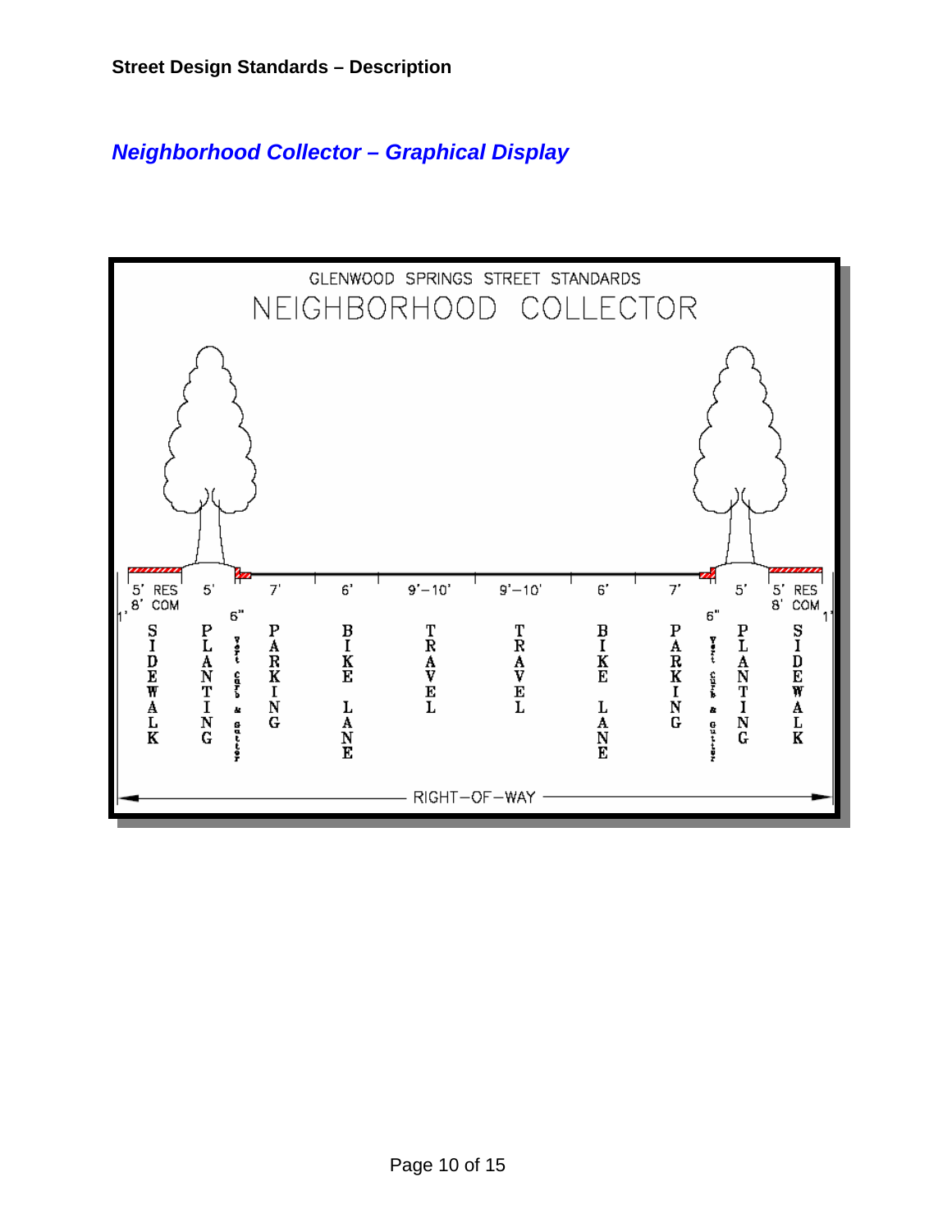## *Neighborhood Collector – Graphical Display*

GLENWOOD SPRINGS STREET STANDARDS

NEIGHBORHOOD COLLECTOR

| 1' | 5' RES / 8' COM | 5' | 6" | 7' | 6' | 9'–10' | 9'–10' | 6' | 7' | 6" | 5' | 5' RES / 8' COM | 1' |
|---|---|---|---|---|---|---|---|---|---|---|---|---|---|
| | SIDEWALK | PLANTING | Vert curb & gutter | PARKING | BIKE LANE | TRAVEL | TRAVEL | BIKE LANE | PARKING | Vert curb & gutter | PLANTING | SIDEWALK | |

RIGHT–OF–WAY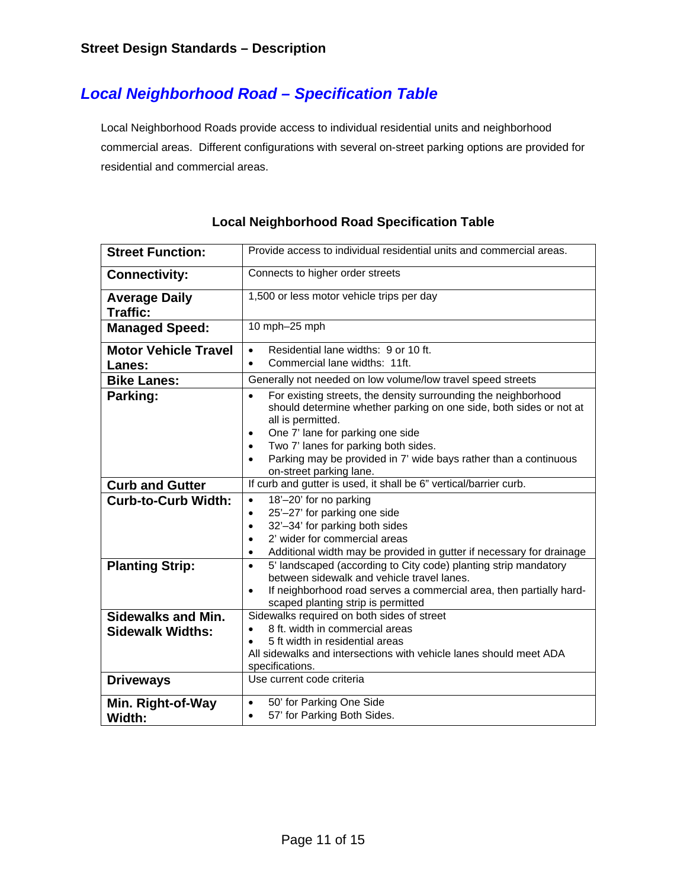## Street Design Standards – Description

## *Local Neighborhood Road – Specification Table*

Local Neighborhood Roads provide access to individual residential units and neighborhood commercial areas. Different configurations with several on-street parking options are provided for residential and commercial areas.

**Local Neighborhood Road Specification Table**

| | |
|---|---|
| **Street Function:** | Provide access to individual residential units and commercial areas. |
| **Connectivity:** | Connects to higher order streets |
| **Average Daily Traffic:** | 1,500 or less motor vehicle trips per day |
| **Managed Speed:** | 10 mph–25 mph |
| **Motor Vehicle Travel Lanes:** | • Residential lane widths: 9 or 10 ft.<br>• Commercial lane widths: 11ft. |
| **Bike Lanes:** | Generally not needed on low volume/low travel speed streets |
| **Parking:** | • For existing streets, the density surrounding the neighborhood should determine whether parking on one side, both sides or not at all is permitted.<br>• One 7' lane for parking one side<br>• Two 7' lanes for parking both sides.<br>• Parking may be provided in 7' wide bays rather than a continuous on-street parking lane. |
| **Curb and Gutter** | If curb and gutter is used, it shall be 6" vertical/barrier curb. |
| **Curb-to-Curb Width:** | • 18'–20' for no parking<br>• 25'–27' for parking one side<br>• 32'–34' for parking both sides<br>• 2' wider for commercial areas<br>• Additional width may be provided in gutter if necessary for drainage |
| **Planting Strip:** | • 5' landscaped (according to City code) planting strip mandatory between sidewalk and vehicle travel lanes.<br>• If neighborhood road serves a commercial area, then partially hard-scaped planting strip is permitted |
| **Sidewalks and Min. Sidewalk Widths:** | Sidewalks required on both sides of street<br>• 8 ft. width in commercial areas<br>• 5 ft width in residential areas<br>All sidewalks and intersections with vehicle lanes should meet ADA specifications. |
| **Driveways** | Use current code criteria |
| **Min. Right-of-Way Width:** | • 50' for Parking One Side<br>• 57' for Parking Both Sides. |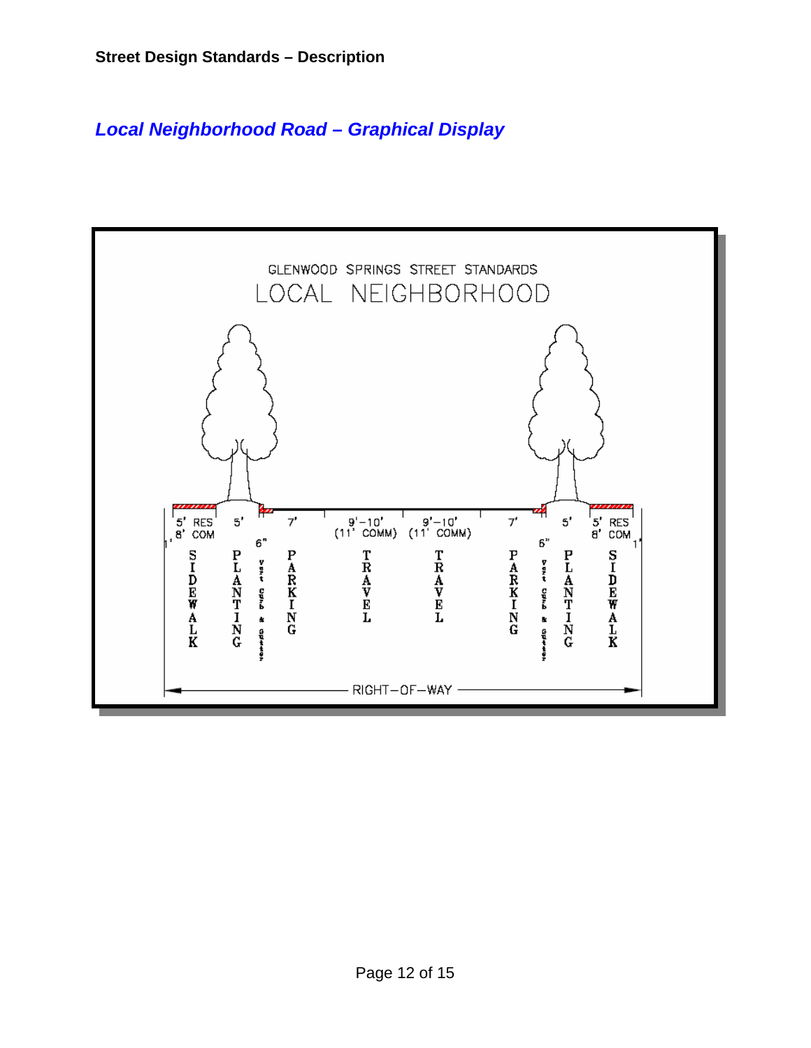**Street Design Standards – Description**

## *Local Neighborhood Road – Graphical Display*

GLENWOOD SPRINGS STREET STANDARDS

LOCAL NEIGHBORHOOD

| 1' | 5' RES 8' COM | 5' | 6" | 7' | 9'–10' (11' COMM) | 9'–10' (11' COMM) | 7' | 6" | 5' | 5' RES 8' COM | 1' |
|---|---|---|---|---|---|---|---|---|---|---|---|
| | SIDEWALK | PLANTING | Vert. Curb & Gutter | PARKING | TRAVEL | TRAVEL | PARKING | Vert. Curb & Gutter | PLANTING | SIDEWALK | |

RIGHT–OF–WAY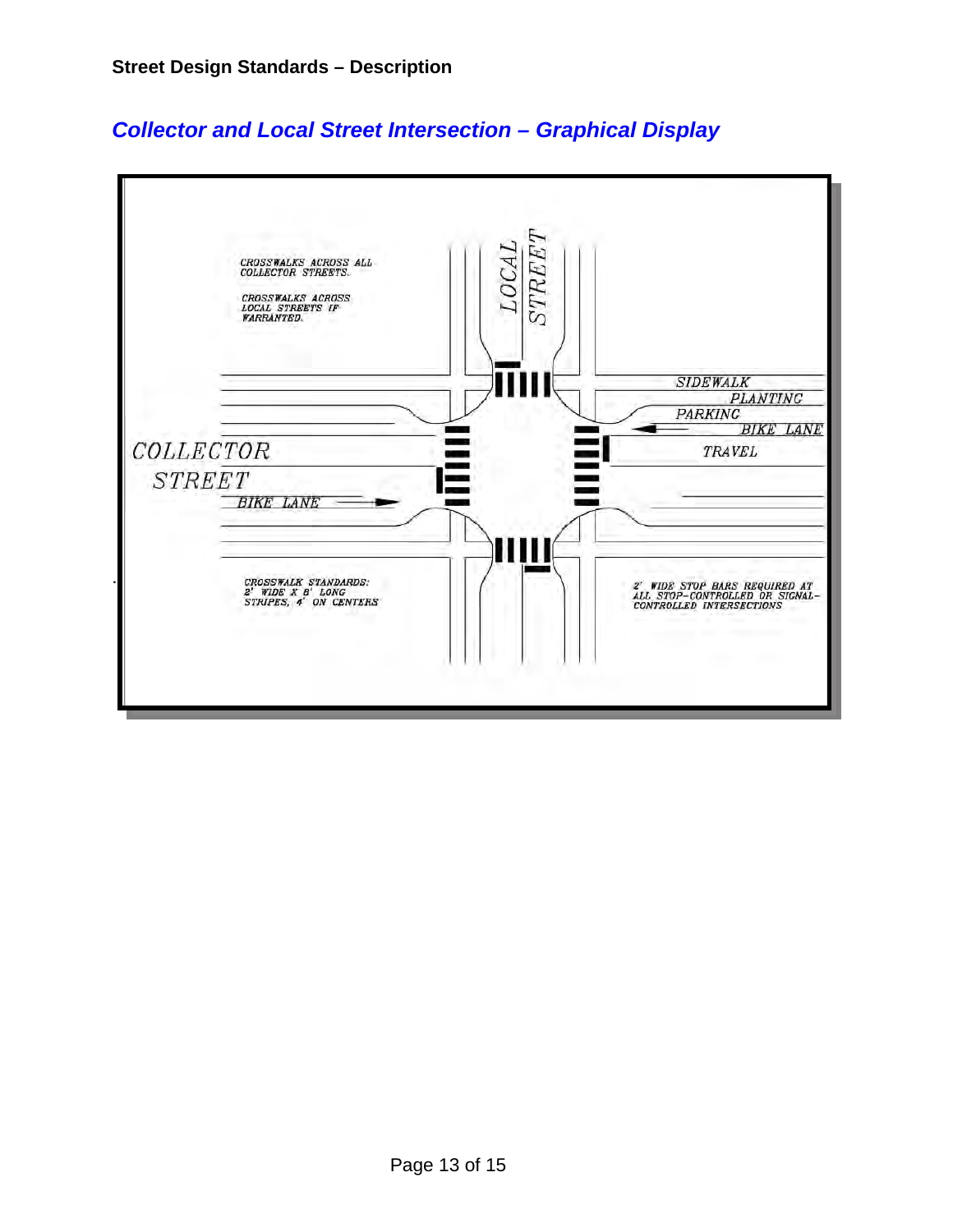## *Collector and Local Street Intersection – Graphical Display*

CROSSWALKS ACROSS ALL COLLECTOR STREETS.

CROSSWALKS ACROSS LOCAL STREETS IF WARRANTED.

LOCAL STREET

SIDEWALK

PLANTING

PARKING

BIKE LANE

TRAVEL

COLLECTOR STREET

BIKE LANE

CROSSWALK STANDARDS: 2' WIDE X 8' LONG STRIPES, 4' ON CENTERS

2' WIDE STOP BARS REQUIRED AT ALL STOP-CONTROLLED OR SIGNAL-CONTROLLED INTERSECTIONS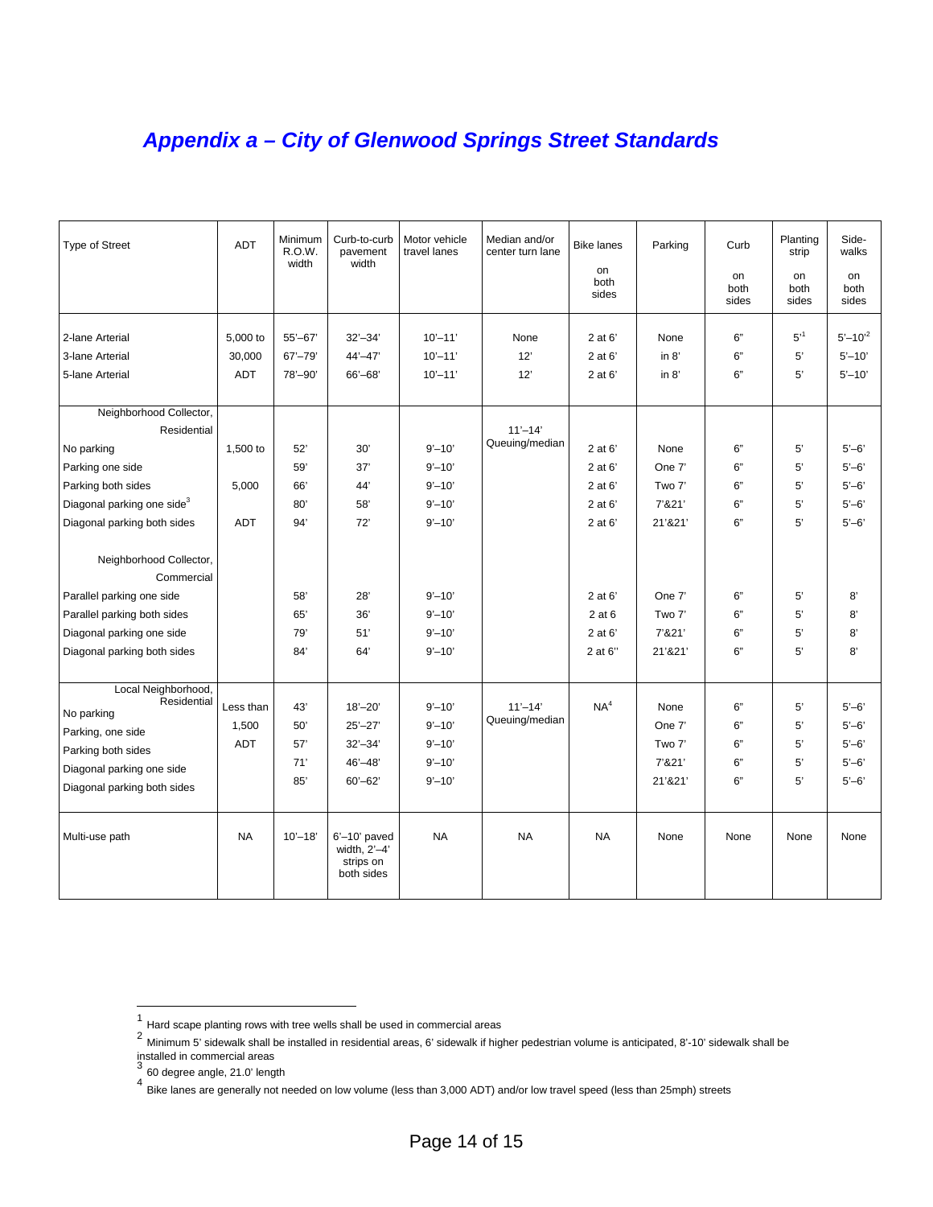## *Appendix a – City of Glenwood Springs Street Standards*

| Type of Street | ADT | Minimum R.O.W. width | Curb-to-curb pavement width | Motor vehicle travel lanes | Median and/or center turn lane | Bike lanes on both sides | Parking | Curb on both sides | Planting strip on both sides | Side-walks on both sides |
|---|---|---|---|---|---|---|---|---|---|---|
| 2-lane Arterial | 5,000 to | 55'–67' | 32'–34' | 10'–11' | None | 2 at 6' | None | 6" | 5'[1] | 5'–10'[2] |
| 3-lane Arterial | 30,000 | 67'–79' | 44'–47' | 10'–11' | 12' | 2 at 6' | in 8' | 6" | 5' | 5'–10' |
| 5-lane Arterial | ADT | 78'–90' | 66'–68' | 10'–11' | 12' | 2 at 6' | in 8' | 6" | 5' | 5'–10' |
| Neighborhood Collector, Residential | | | | | 11'–14' Queuing/median | | | | | |
| No parking | 1,500 to | 52' | 30' | 9'–10' | | 2 at 6' | None | 6" | 5' | 5'–6' |
| Parking one side | | 59' | 37' | 9'–10' | | 2 at 6' | One 7' | 6" | 5' | 5'–6' |
| Parking both sides | 5,000 | 66' | 44' | 9'–10' | | 2 at 6' | Two 7' | 6" | 5' | 5'–6' |
| Diagonal parking one side[3] | | 80' | 58' | 9'–10' | | 2 at 6' | 7'&21' | 6" | 5' | 5'–6' |
| Diagonal parking both sides | ADT | 94' | 72' | 9'–10' | | 2 at 6' | 21'&21' | 6" | 5' | 5'–6' |
| Neighborhood Collector, Commercial | | | | | | | | | | |
| Parallel parking one side | | 58' | 28' | 9'–10' | | 2 at 6' | One 7' | 6" | 5' | 8' |
| Parallel parking both sides | | 65' | 36' | 9'–10' | | 2 at 6 | Two 7' | 6" | 5' | 8' |
| Diagonal parking one side | | 79' | 51' | 9'–10' | | 2 at 6' | 7'&21' | 6" | 5' | 8' |
| Diagonal parking both sides | | 84' | 64' | 9'–10' | | 2 at 6" | 21'&21' | 6" | 5' | 8' |
| Local Neighborhood, Residential | | | | | 11'–14' Queuing/median | NA[4] | | | | |
| No parking | Less than | 43' | 18'–20' | 9'–10' | | | None | 6" | 5' | 5'–6' |
| Parking, one side | 1,500 | 50' | 25'–27' | 9'–10' | | | One 7' | 6" | 5' | 5'–6' |
| Parking both sides | ADT | 57' | 32'–34' | 9'–10' | | | Two 7' | 6" | 5' | 5'–6' |
| Diagonal parking one side | | 71' | 46'–48' | 9'–10' | | | 7'&21' | 6" | 5' | 5'–6' |
| Diagonal parking both sides | | 85' | 60'–62' | 9'–10' | | | 21'&21' | 6" | 5' | 5'–6' |
| Multi-use path | NA | 10'–18' | 6'–10' paved width, 2'–4' strips on both sides | NA | NA | NA | None | None | None | None |

[1] Hard scape planting rows with tree wells shall be used in commercial areas

[2] Minimum 5' sidewalk shall be installed in residential areas, 6' sidewalk if higher pedestrian volume is anticipated, 8'-10' sidewalk shall be installed in commercial areas

[3] 60 degree angle, 21.0' length

[4] Bike lanes are generally not needed on low volume (less than 3,000 ADT) and/or low travel speed (less than 25mph) streets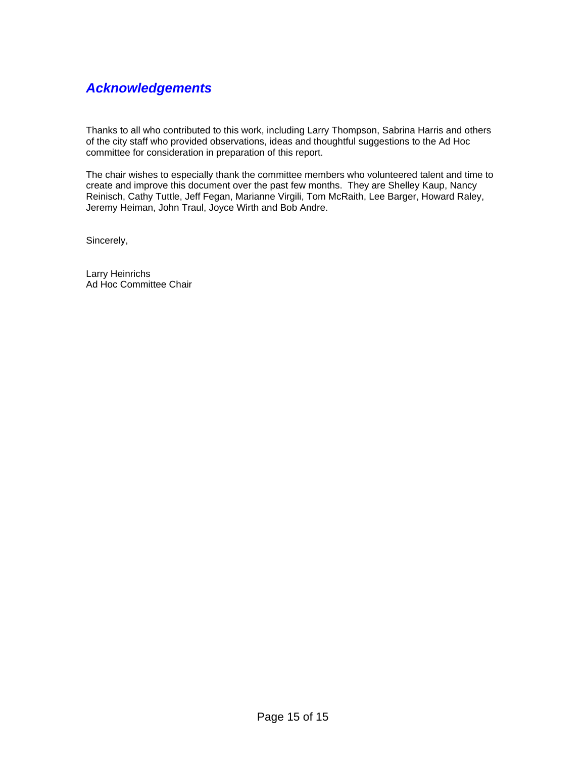## *Acknowledgements*

Thanks to all who contributed to this work, including Larry Thompson, Sabrina Harris and others of the city staff who provided observations, ideas and thoughtful suggestions to the Ad Hoc committee for consideration in preparation of this report.

The chair wishes to especially thank the committee members who volunteered talent and time to create and improve this document over the past few months. They are Shelley Kaup, Nancy Reinisch, Cathy Tuttle, Jeff Fegan, Marianne Virgili, Tom McRaith, Lee Barger, Howard Raley, Jeremy Heiman, John Traul, Joyce Wirth and Bob Andre.

Sincerely,

Larry Heinrichs
Ad Hoc Committee Chair